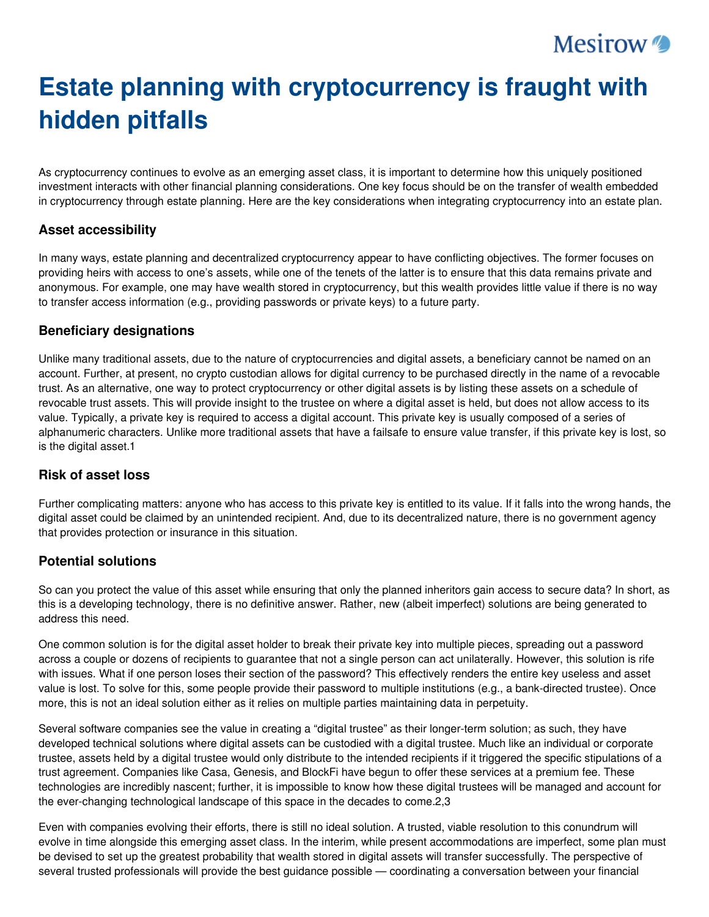# Estate planning with cryptocurrency is fraught with hidden pitfalls

As cryptocurrency continues to evolve as an emerging asset class, it is important to determine how this uniquely positioned investment interacts with other financial planning considerations. One key focus should be on the transfer of wealth embedded in cryptocurrency through estate planning. Here are the key considerations when integrating cryptocurrency into an estate plan.

## Asset accessibility

In many ways, estate planning and decentralized cryptocurrency appear to have conflicting objectives. The former focuses on providing heirs with access to one's assets, while one of the tenets of the latter is to ensure that this data remains private and anonymous. For example, one may have wealth stored in cryptocurrency, but this wealth provides little value if there is no way to transfer access information (e.g., providing passwords or private keys) to a future party.

## Beneficiary designations

Unlike many traditional assets, due to the nature of cryptocurrencies and digital assets, a beneficiary cannot be named on an account. Further, at present, no crypto custodian allows for digital currency to be purchased directly in the name of a revocable trust. As an alternative, one way to protect cryptocurrency or other digital assets is by listing these assets on a schedule of revocable trust assets. This will provide insight to the trustee on where a digital asset is held, but does not allow access to its value. Typically, a private key is required to access a digital account. This private key is usually composed of a series of alphanumeric characters. Unlike more traditional assets that have a failsafe to ensure value transfer, if this private key is lost, so is the digital asset.[1]

## Risk of asset loss

Further complicating matters: anyone who has access to this private key is entitled to its value. If it falls into the wrong hands, the digital asset could be claimed by an unintended recipient. And, due to its decentralized nature, there is no government agency that provides protection or insurance in this situation.

## Potential solutions

So can you protect the value of this asset while ensuring that only the planned inheritors gain access to secure data? In short, as this is a developing technology, there is no definitive answer. Rather, new (albeit imperfect) solutions are being generated to address this need.

One common solution is for the digital asset holder to break their private key into multiple pieces, spreading out a password across a couple or dozens of recipients to guarantee that not a single person can act unilaterally. However, this solution is rife with issues. What if one person loses their section of the password? This effectively renders the entire key useless and asset value is lost. To solve for this, some people provide their password to multiple institutions (e.g., a bank-directed trustee). Once more, this is not an ideal solution either as it relies on multiple parties maintaining data in perpetuity.

Several software companies see the value in creating a "digital trustee" as their longer-term solution; as such, they have developed technical solutions where digital assets can be custodied with a digital trustee. Much like an individual or corporate trustee, assets held by a digital trustee would only distribute to the intended recipients if it triggered the specific stipulations of a trust agreement. Companies like Casa, Genesis, and BlockFi have begun to offer these services at a premium fee. These technologies are incredibly nascent; further, it is impossible to know how these digital trustees will be managed and account for the ever-changing technological landscape of this space in the decades to come.[2,3]

Even with companies evolving their efforts, there is still no ideal solution. A trusted, viable resolution to this conundrum will evolve in time alongside this emerging asset class. In the interim, while present accommodations are imperfect, some plan must be devised to set up the greatest probability that wealth stored in digital assets will transfer successfully. The perspective of several trusted professionals will provide the best guidance possible — coordinating a conversation between your financial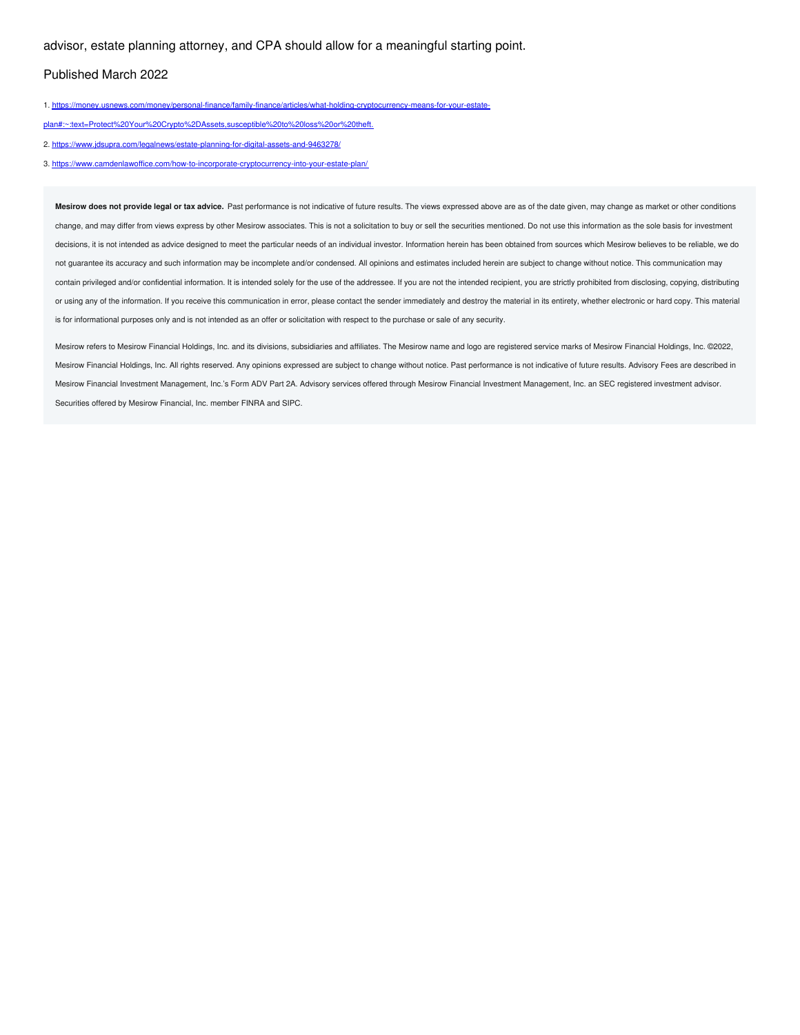advisor, estate planning attorney, and CPA should allow for a meaningful starting point.

Published March 2022

1. https://money.usnews.com/money/personal-finance/family-finance/articles/what-holding-cryptocurrency-means-for-your-estate-plan#:~:text=Protect%20Your%20Crypto%2DAssets,susceptible%20to%20loss%20or%20theft.
2. https://www.jdsupra.com/legalnews/estate-planning-for-digital-assets-and-9463278/
3. https://www.camdenlawoffice.com/how-to-incorporate-cryptocurrency-into-your-estate-plan/

**Mesirow does not provide legal or tax advice.** Past performance is not indicative of future results. The views expressed above are as of the date given, may change as market or other conditions change, and may differ from views express by other Mesirow associates. This is not a solicitation to buy or sell the securities mentioned. Do not use this information as the sole basis for investment decisions, it is not intended as advice designed to meet the particular needs of an individual investor. Information herein has been obtained from sources which Mesirow believes to be reliable, we do not guarantee its accuracy and such information may be incomplete and/or condensed. All opinions and estimates included herein are subject to change without notice. This communication may contain privileged and/or confidential information. It is intended solely for the use of the addressee. If you are not the intended recipient, you are strictly prohibited from disclosing, copying, distributing or using any of the information. If you receive this communication in error, please contact the sender immediately and destroy the material in its entirety, whether electronic or hard copy. This material is for informational purposes only and is not intended as an offer or solicitation with respect to the purchase or sale of any security.

Mesirow refers to Mesirow Financial Holdings, Inc. and its divisions, subsidiaries and affiliates. The Mesirow name and logo are registered service marks of Mesirow Financial Holdings, Inc. ©2022, Mesirow Financial Holdings, Inc. All rights reserved. Any opinions expressed are subject to change without notice. Past performance is not indicative of future results. Advisory Fees are described in Mesirow Financial Investment Management, Inc.'s Form ADV Part 2A. Advisory services offered through Mesirow Financial Investment Management, Inc. an SEC registered investment advisor. Securities offered by Mesirow Financial, Inc. member FINRA and SIPC.